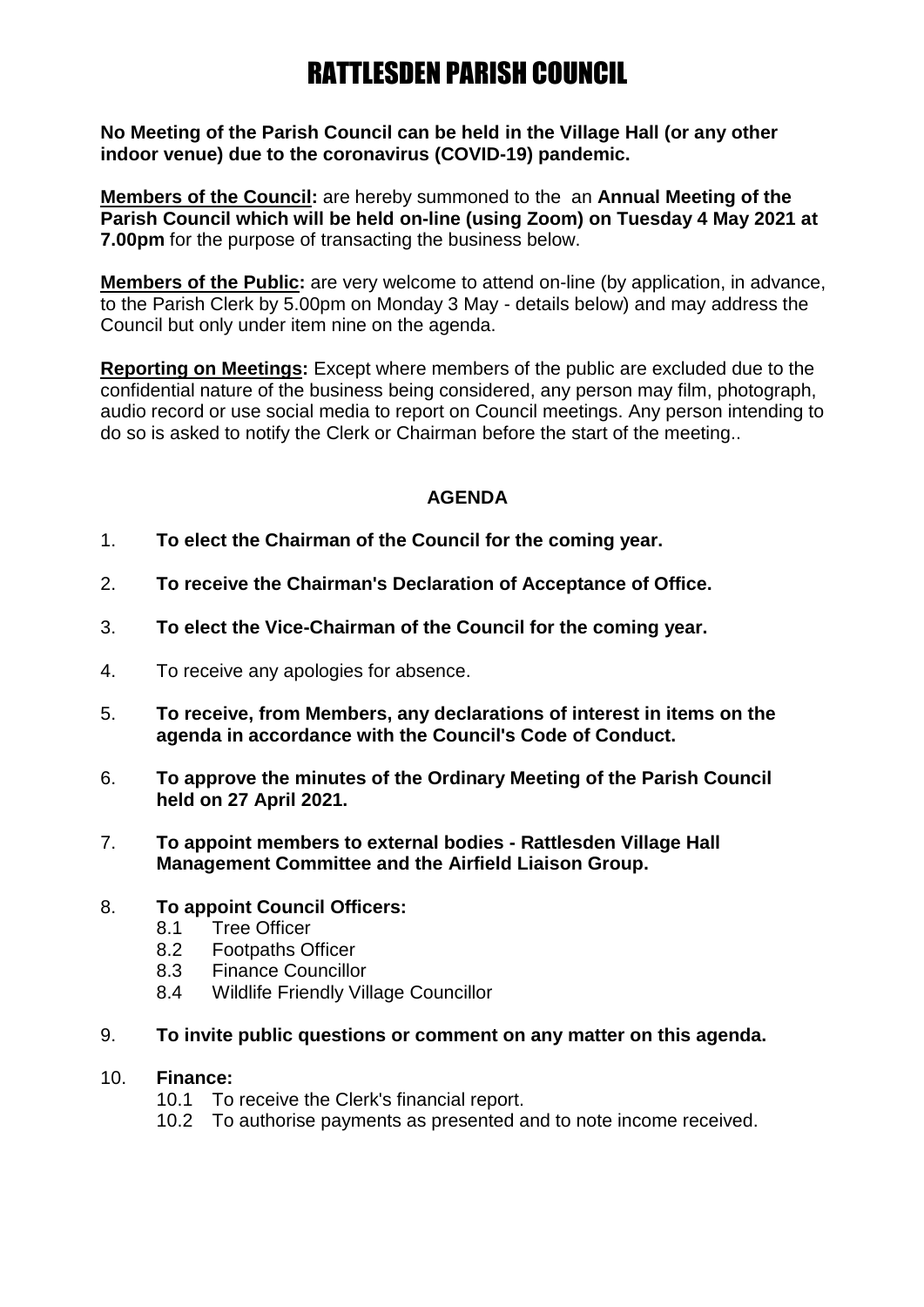# RATTLESDEN PARISH COUNCIL

**No Meeting of the Parish Council can be held in the Village Hall (or any other indoor venue) due to the coronavirus (COVID-19) pandemic.**

**Members of the Council:** are hereby summoned to the  an **Annual Meeting of the Parish Council which will be held on-line (using Zoom) on Tuesday 4 May 2021 at 7.00pm** for the purpose of transacting the business below.

**Members of the Public:** are very welcome to attend on-line (by application, in advance, to the Parish Clerk by 5.00pm on Monday 3 May - details below) and may address the Council but only under item nine on the agenda.

**Reporting on Meetings:** Except where members of the public are excluded due to the confidential nature of the business being considered, any person may film, photograph, audio record or use social media to report on Council meetings. Any person intending to do so is asked to notify the Clerk or Chairman before the start of the meeting..

## AGENDA

1. **To elect the Chairman of the Council for the coming year.**
2. **To receive the Chairman's Declaration of Acceptance of Office.**
3. **To elect the Vice-Chairman of the Council for the coming year.**
4. To receive any apologies for absence.
5. **To receive, from Members, any declarations of interest in items on the agenda in accordance with the Council's Code of Conduct.**
6. **To approve the minutes of the Ordinary Meeting of the Parish Council held on 27 April 2021.**
7. **To appoint members to external bodies - Rattlesden Village Hall Management Committee and the Airfield Liaison Group.**
8. **To appoint Council Officers:**
   - 8.1 Tree Officer
   - 8.2 Footpaths Officer
   - 8.3 Finance Councillor
   - 8.4 Wildlife Friendly Village Councillor
9. **To invite public questions or comment on any matter on this agenda.**
10. **Finance:**
    - 10.1 To receive the Clerk's financial report.
    - 10.2 To authorise payments as presented and to note income received.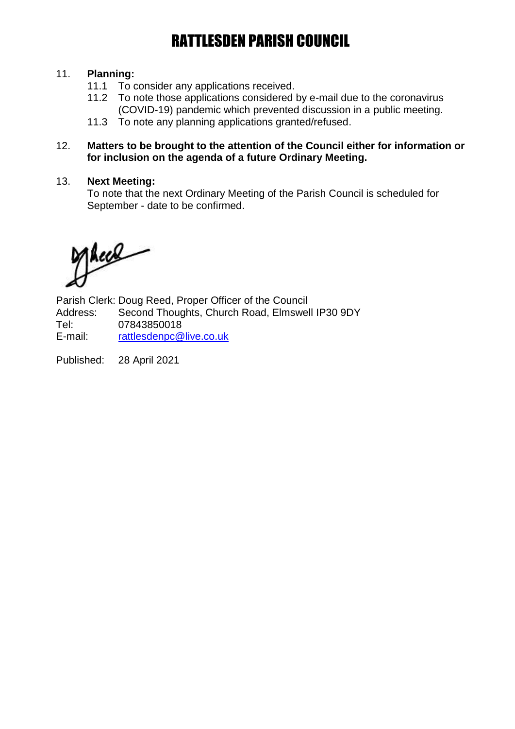# RATTLESDEN PARISH COUNCIL

11. **Planning:**
    - 11.1 To consider any applications received.
    - 11.2 To note those applications considered by e-mail due to the coronavirus (COVID-19) pandemic which prevented discussion in a public meeting.
    - 11.3 To note any planning applications granted/refused.

12. **Matters to be brought to the attention of the Council either for information or for inclusion on the agenda of a future Ordinary Meeting.**

13. **Next Meeting:**
    To note that the next Ordinary Meeting of the Parish Council is scheduled for September - date to be confirmed.

Parish Clerk: Doug Reed, Proper Officer of the Council
Address: Second Thoughts, Church Road, Elmswell IP30 9DY
Tel: 07843850018
E-mail: rattlesdenpc@live.co.uk

Published: 28 April 2021